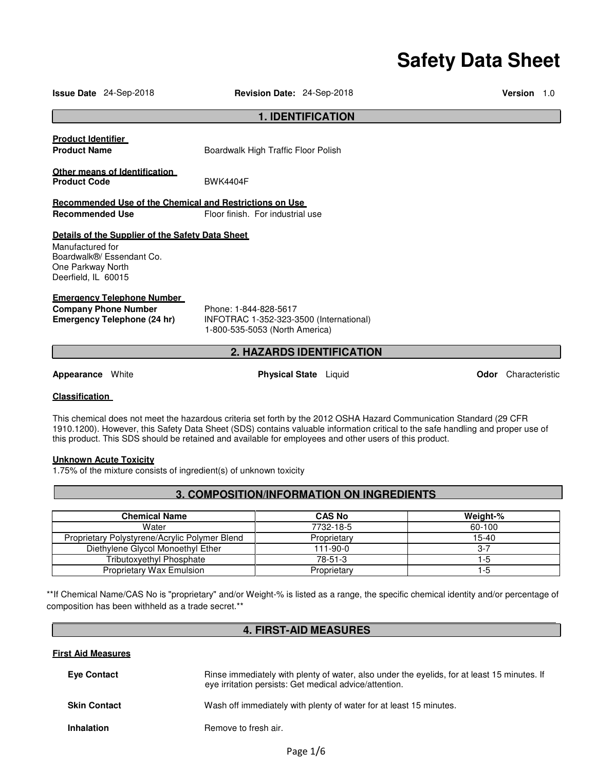# Safety Data Sheet

**Issue Date** 24-Sep-2018 **Revision Date:** 24-Sep-2018 **Version** 1.0

## 1. IDENTIFICATION

**Product Identifier**

**Product Name** Boardwalk High Traffic Floor Polish

**Other means of Identification**

**Product Code** BWK4404F

**Recommended Use of the Chemical and Restrictions on Use**

**Recommended Use** Floor finish. For industrial use

**Details of the Supplier of the Safety Data Sheet**

Manufactured for
Boardwalk®/ Essendant Co.
One Parkway North
Deerfield, IL 60015

**Emergency Telephone Number**

**Company Phone Number** Phone: 1-844-828-5617

**Emergency Telephone (24 hr)** INFOTRAC 1-352-323-3500 (International)
1-800-535-5053 (North America)

## 2. HAZARDS IDENTIFICATION

**Appearance** White **Physical State** Liquid **Odor** Characteristic

**Classification**

This chemical does not meet the hazardous criteria set forth by the 2012 OSHA Hazard Communication Standard (29 CFR 1910.1200). However, this Safety Data Sheet (SDS) contains valuable information critical to the safe handling and proper use of this product. This SDS should be retained and available for employees and other users of this product.

**Unknown Acute Toxicity**

1.75% of the mixture consists of ingredient(s) of unknown toxicity

## 3. COMPOSITION/INFORMATION ON INGREDIENTS

| Chemical Name | CAS No | Weight-% |
| --- | --- | --- |
| Water | 7732-18-5 | 60-100 |
| Proprietary Polystyrene/Acrylic Polymer Blend | Proprietary | 15-40 |
| Diethylene Glycol Monoethyl Ether | 111-90-0 | 3-7 |
| Tributoxyethyl Phosphate | 78-51-3 | 1-5 |
| Proprietary Wax Emulsion | Proprietary | 1-5 |

**If Chemical Name/CAS No is "proprietary" and/or Weight-% is listed as a range, the specific chemical identity and/or percentage of composition has been withheld as a trade secret.**

## 4. FIRST-AID MEASURES

**First Aid Measures**

**Eye Contact** Rinse immediately with plenty of water, also under the eyelids, for at least 15 minutes. If eye irritation persists: Get medical advice/attention.

**Skin Contact** Wash off immediately with plenty of water for at least 15 minutes.

**Inhalation** Remove to fresh air.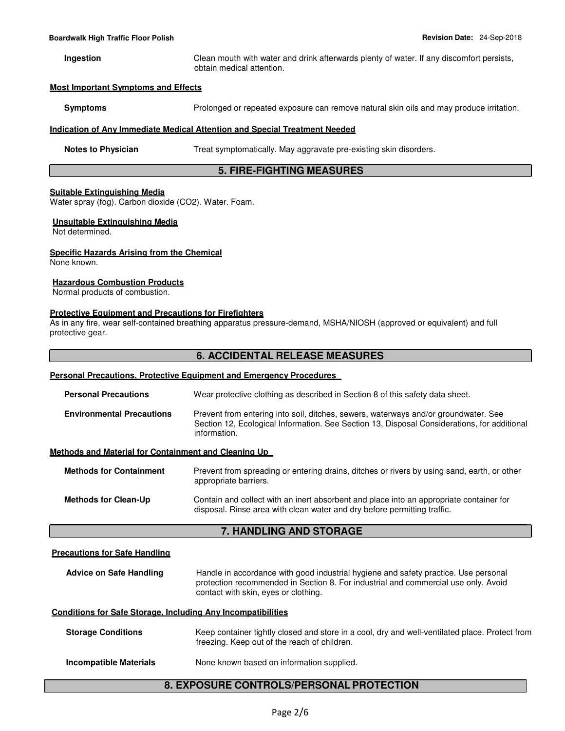**Ingestion** Clean mouth with water and drink afterwards plenty of water. If any discomfort persists, obtain medical attention.

**Most Important Symptoms and Effects**

**Symptoms** Prolonged or repeated exposure can remove natural skin oils and may produce irritation.

**Indication of Any Immediate Medical Attention and Special Treatment Needed**

**Notes to Physician** Treat symptomatically. May aggravate pre-existing skin disorders.

## 5. FIRE-FIGHTING MEASURES

**Suitable Extinguishing Media**

Water spray (fog). Carbon dioxide ($CO_2$). Water. Foam.

**Unsuitable Extinguishing Media**

Not determined.

**Specific Hazards Arising from the Chemical**

None known.

**Hazardous Combustion Products**

Normal products of combustion.

**Protective Equipment and Precautions for Firefighters**

As in any fire, wear self-contained breathing apparatus pressure-demand, MSHA/NIOSH (approved or equivalent) and full protective gear.

## 6. ACCIDENTAL RELEASE MEASURES

**Personal Precautions, Protective Equipment and Emergency Procedures**

**Personal Precautions** Wear protective clothing as described in Section 8 of this safety data sheet.

**Environmental Precautions** Prevent from entering into soil, ditches, sewers, waterways and/or groundwater. See Section 12, Ecological Information. See Section 13, Disposal Considerations, for additional information.

**Methods and Material for Containment and Cleaning Up**

**Methods for Containment** Prevent from spreading or entering drains, ditches or rivers by using sand, earth, or other appropriate barriers.

**Methods for Clean-Up** Contain and collect with an inert absorbent and place into an appropriate container for disposal. Rinse area with clean water and dry before permitting traffic.

## 7. HANDLING AND STORAGE

**Precautions for Safe Handling**

**Advice on Safe Handling** Handle in accordance with good industrial hygiene and safety practice. Use personal protection recommended in Section 8. For industrial and commercial use only. Avoid contact with skin, eyes or clothing.

**Conditions for Safe Storage, Including Any Incompatibilities**

**Storage Conditions** Keep container tightly closed and store in a cool, dry and well-ventilated place. Protect from freezing. Keep out of the reach of children.

**Incompatible Materials** None known based on information supplied.

## 8. EXPOSURE CONTROLS/PERSONAL PROTECTION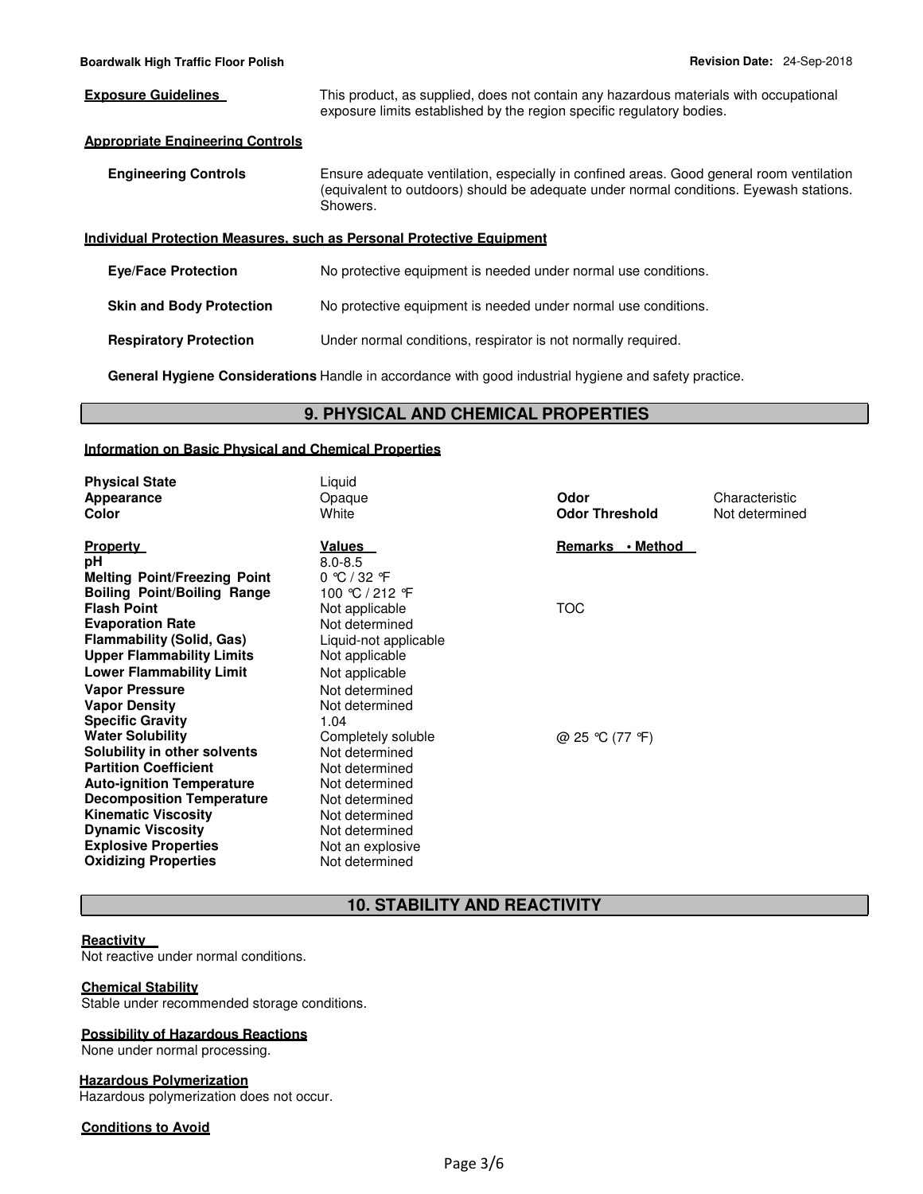**Exposure Guidelines** This product, as supplied, does not contain any hazardous materials with occupational exposure limits established by the region specific regulatory bodies.

**Appropriate Engineering Controls**

**Engineering Controls** Ensure adequate ventilation, especially in confined areas. Good general room ventilation (equivalent to outdoors) should be adequate under normal conditions. Eyewash stations. Showers.

**Individual Protection Measures, such as Personal Protective Equipment**

**Eye/Face Protection** No protective equipment is needed under normal use conditions.

**Skin and Body Protection** No protective equipment is needed under normal use conditions.

**Respiratory Protection** Under normal conditions, respirator is not normally required.

**General Hygiene Considerations** Handle in accordance with good industrial hygiene and safety practice.

## 9. PHYSICAL AND CHEMICAL PROPERTIES

**Information on Basic Physical and Chemical Properties**

| | | | |
|---|---|---|---|
| **Physical State** | Liquid | | |
| **Appearance** | Opaque | **Odor** | Characteristic |
| **Color** | White | **Odor Threshold** | Not determined |

| Property | Values | Remarks • Method |
|---|---|---|
| **pH** | 8.0-8.5 | |
| **Melting Point/Freezing Point** | 0 °C / 32 °F | |
| **Boiling Point/Boiling Range** | 100 °C / 212 °F | |
| **Flash Point** | Not applicable | TOC |
| **Evaporation Rate** | Not determined | |
| **Flammability (Solid, Gas)** | Liquid-not applicable | |
| **Upper Flammability Limits** | Not applicable | |
| **Lower Flammability Limit** | Not applicable | |
| **Vapor Pressure** | Not determined | |
| **Vapor Density** | Not determined | |
| **Specific Gravity** | 1.04 | |
| **Water Solubility** | Completely soluble | @ 25 °C (77 °F) |
| **Solubility in other solvents** | Not determined | |
| **Partition Coefficient** | Not determined | |
| **Auto-ignition Temperature** | Not determined | |
| **Decomposition Temperature** | Not determined | |
| **Kinematic Viscosity** | Not determined | |
| **Dynamic Viscosity** | Not determined | |
| **Explosive Properties** | Not an explosive | |
| **Oxidizing Properties** | Not determined | |

## 10. STABILITY AND REACTIVITY

**Reactivity**
Not reactive under normal conditions.

**Chemical Stability**
Stable under recommended storage conditions.

**Possibility of Hazardous Reactions**
None under normal processing.

**Hazardous Polymerization**
Hazardous polymerization does not occur.

**Conditions to Avoid**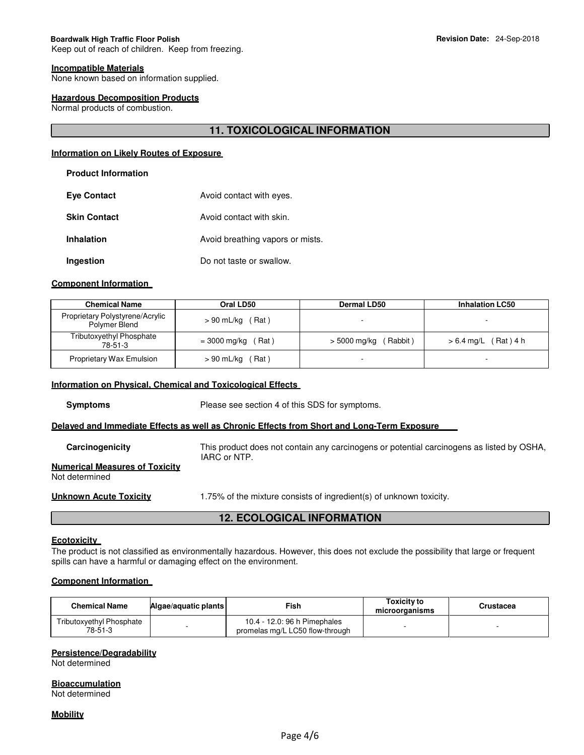Keep out of reach of children. Keep from freezing.

**Incompatible Materials**
None known based on information supplied.

**Hazardous Decomposition Products**
Normal products of combustion.

## 11. TOXICOLOGICAL INFORMATION

**Information on Likely Routes of Exposure**

**Product Information**

**Eye Contact** Avoid contact with eyes.

**Skin Contact** Avoid contact with skin.

**Inhalation** Avoid breathing vapors or mists.

**Ingestion** Do not taste or swallow.

**Component Information**

| Chemical Name | Oral LD50 | Dermal LD50 | Inhalation LC50 |
|---|---|---|---|
| Proprietary Polystyrene/Acrylic Polymer Blend | > 90 mL/kg ( Rat ) | - | - |
| Tributoxyethyl Phosphate 78-51-3 | = 3000 mg/kg ( Rat ) | > 5000 mg/kg ( Rabbit ) | > 6.4 mg/L ( Rat ) 4 h |
| Proprietary Wax Emulsion | > 90 mL/kg ( Rat ) | - | - |

**Information on Physical, Chemical and Toxicological Effects**

**Symptoms** Please see section 4 of this SDS for symptoms.

**Delayed and Immediate Effects as well as Chronic Effects from Short and Long-Term Exposure**

**Carcinogenicity** This product does not contain any carcinogens or potential carcinogens as listed by OSHA, IARC or NTP.

**Numerical Measures of Toxicity**
Not determined

**Unknown Acute Toxicity** 1.75% of the mixture consists of ingredient(s) of unknown toxicity.

## 12. ECOLOGICAL INFORMATION

**Ecotoxicity**
The product is not classified as environmentally hazardous. However, this does not exclude the possibility that large or frequent spills can have a harmful or damaging effect on the environment.

**Component Information**

| Chemical Name | Algae/aquatic plants | Fish | Toxicity to microorganisms | Crustacea |
|---|---|---|---|---|
| Tributoxyethyl Phosphate 78-51-3 | - | 10.4 - 12.0: 96 h Pimephales promelas mg/L LC50 flow-through | - | - |

**Persistence/Degradability**
Not determined

**Bioaccumulation**
Not determined

**Mobility**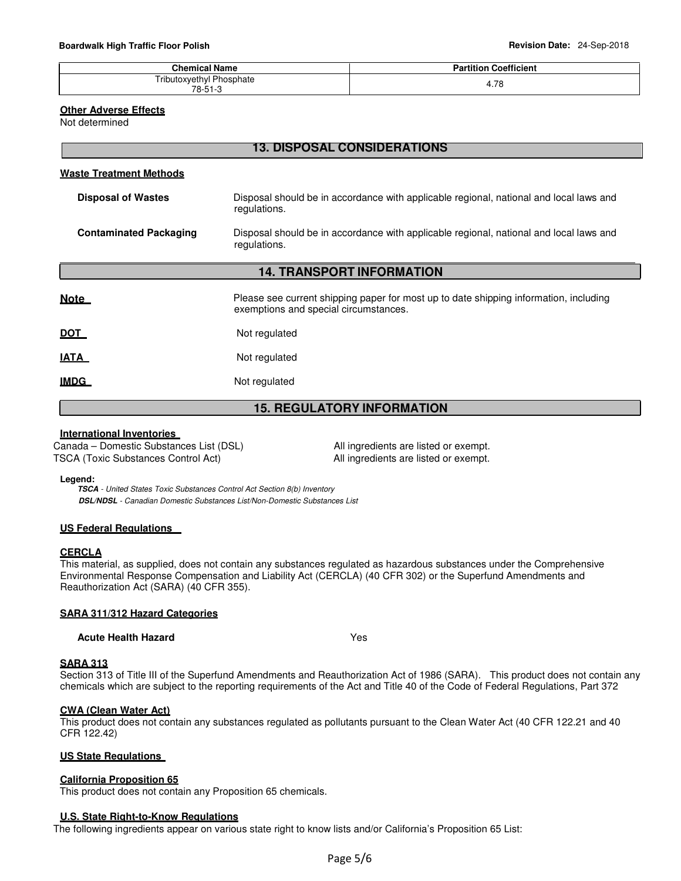| Chemical Name | Partition Coefficient |
|---|---|
| Tributoxyethyl Phosphate 78-51-3 | 4.78 |

**Other Adverse Effects**
Not determined

## 13. DISPOSAL CONSIDERATIONS

**Waste Treatment Methods**

**Disposal of Wastes** Disposal should be in accordance with applicable regional, national and local laws and regulations.

**Contaminated Packaging** Disposal should be in accordance with applicable regional, national and local laws and regulations.

## 14. TRANSPORT INFORMATION

**Note** Please see current shipping paper for most up to date shipping information, including exemptions and special circumstances.

**DOT** Not regulated

**IATA** Not regulated

**IMDG** Not regulated

## 15. REGULATORY INFORMATION

**International Inventories**

Canada – Domestic Substances List (DSL) All ingredients are listed or exempt.
TSCA (Toxic Substances Control Act) All ingredients are listed or exempt.

**Legend:**
***TSCA*** *- United States Toxic Substances Control Act Section 8(b) Inventory*
***DSL/NDSL*** *- Canadian Domestic Substances List/Non-Domestic Substances List*

**US Federal Regulations**

**CERCLA**
This material, as supplied, does not contain any substances regulated as hazardous substances under the Comprehensive Environmental Response Compensation and Liability Act (CERCLA) (40 CFR 302) or the Superfund Amendments and Reauthorization Act (SARA) (40 CFR 355).

**SARA 311/312 Hazard Categories**

**Acute Health Hazard** Yes

**SARA 313**
Section 313 of Title III of the Superfund Amendments and Reauthorization Act of 1986 (SARA). This product does not contain any chemicals which are subject to the reporting requirements of the Act and Title 40 of the Code of Federal Regulations, Part 372

**CWA (Clean Water Act)**
This product does not contain any substances regulated as pollutants pursuant to the Clean Water Act (40 CFR 122.21 and 40 CFR 122.42)

**US State Regulations**

**California Proposition 65**
This product does not contain any Proposition 65 chemicals.

**U.S. State Right-to-Know Regulations**
The following ingredients appear on various state right to know lists and/or California's Proposition 65 List: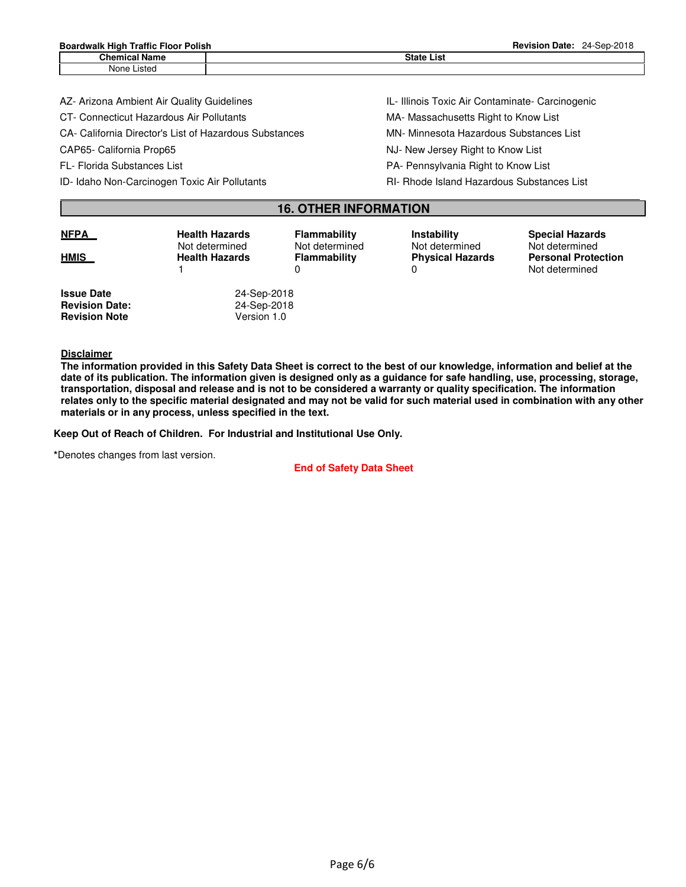| Chemical Name | State List |
|---|---|
| None Listed | |

AZ- Arizona Ambient Air Quality Guidelines
CT- Connecticut Hazardous Air Pollutants
CA- California Director's List of Hazardous Substances
CAP65- California Prop65
FL- Florida Substances List
ID- Idaho Non-Carcinogen Toxic Air Pollutants
IL- Illinois Toxic Air Contaminate- Carcinogenic
MA- Massachusetts Right to Know List
MN- Minnesota Hazardous Substances List
NJ- New Jersey Right to Know List
PA- Pennsylvania Right to Know List
RI- Rhode Island Hazardous Substances List

## 16. OTHER INFORMATION

| | | | | |
|---|---|---|---|---|
| **NFPA** | **Health Hazards** | **Flammability** | **Instability** | **Special Hazards** |
| | Not determined | Not determined | Not determined | Not determined |
| **HMIS** | **Health Hazards** | **Flammability** | **Physical Hazards** | **Personal Protection** |
| | 1 | 0 | 0 | Not determined |

| | |
|---|---|
| **Issue Date** | 24-Sep-2018 |
| **Revision Date:** | 24-Sep-2018 |
| **Revision Note** | Version 1.0 |

**Disclaimer**

**The information provided in this Safety Data Sheet is correct to the best of our knowledge, information and belief at the date of its publication. The information given is designed only as a guidance for safe handling, use, processing, storage, transportation, disposal and release and is not to be considered a warranty or quality specification. The information relates only to the specific material designated and may not be valid for such material used in combination with any other materials or in any process, unless specified in the text.**

**Keep Out of Reach of Children. For Industrial and Institutional Use Only.**

*Denotes changes from last version.

**End of Safety Data Sheet**